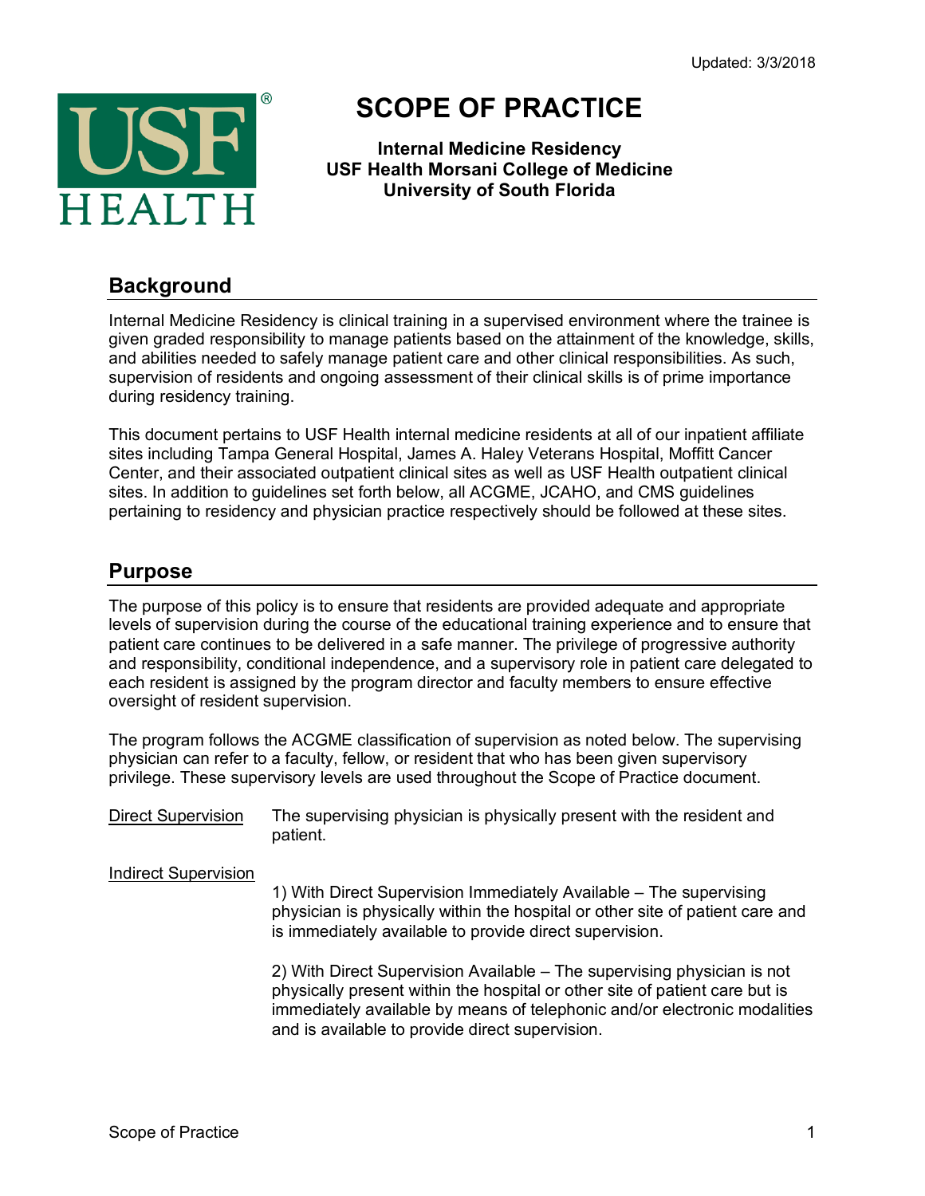Updated: 3/3/2018

# SCOPE OF PRACTICE

**Internal Medicine Residency**
**USF Health Morsani College of Medicine**
**University of South Florida**

## Background

Internal Medicine Residency is clinical training in a supervised environment where the trainee is given graded responsibility to manage patients based on the attainment of the knowledge, skills, and abilities needed to safely manage patient care and other clinical responsibilities. As such, supervision of residents and ongoing assessment of their clinical skills is of prime importance during residency training.

This document pertains to USF Health internal medicine residents at all of our inpatient affiliate sites including Tampa General Hospital, James A. Haley Veterans Hospital, Moffitt Cancer Center, and their associated outpatient clinical sites as well as USF Health outpatient clinical sites. In addition to guidelines set forth below, all ACGME, JCAHO, and CMS guidelines pertaining to residency and physician practice respectively should be followed at these sites.

## Purpose

The purpose of this policy is to ensure that residents are provided adequate and appropriate levels of supervision during the course of the educational training experience and to ensure that patient care continues to be delivered in a safe manner. The privilege of progressive authority and responsibility, conditional independence, and a supervisory role in patient care delegated to each resident is assigned by the program director and faculty members to ensure effective oversight of resident supervision.

The program follows the ACGME classification of supervision as noted below. The supervising physician can refer to a faculty, fellow, or resident that who has been given supervisory privilege. These supervisory levels are used throughout the Scope of Practice document.

Direct Supervision — The supervising physician is physically present with the resident and patient.

Indirect Supervision

1) With Direct Supervision Immediately Available – The supervising physician is physically within the hospital or other site of patient care and is immediately available to provide direct supervision.

2) With Direct Supervision Available – The supervising physician is not physically present within the hospital or other site of patient care but is immediately available by means of telephonic and/or electronic modalities and is available to provide direct supervision.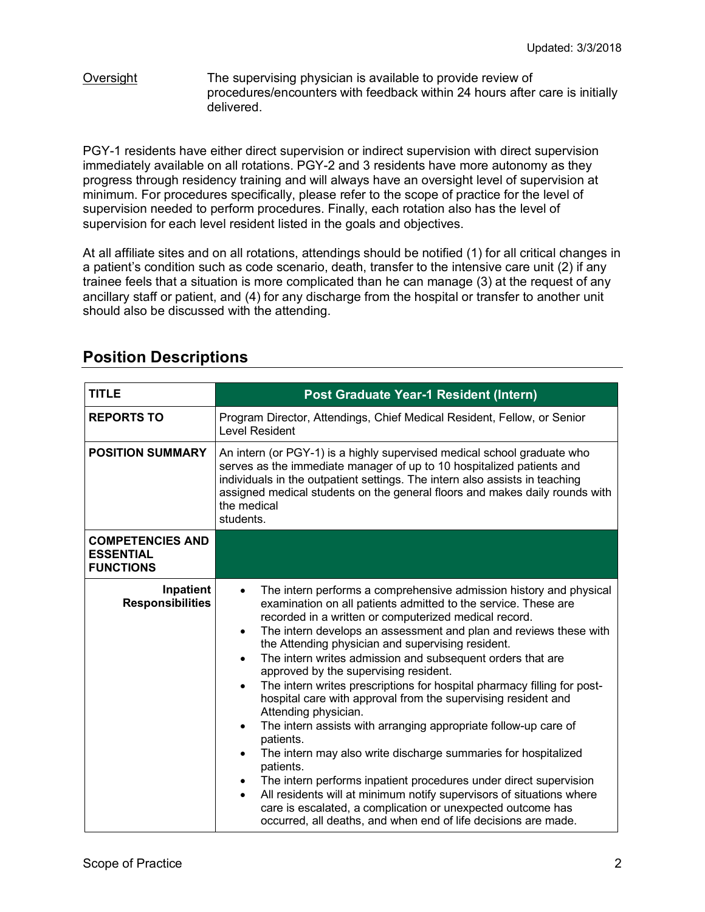| Oversight | The supervising physician is available to provide review of procedures/encounters with feedback within 24 hours after care is initially delivered. |
|---|---|

PGY-1 residents have either direct supervision or indirect supervision with direct supervision immediately available on all rotations. PGY-2 and 3 residents have more autonomy as they progress through residency training and will always have an oversight level of supervision at minimum. For procedures specifically, please refer to the scope of practice for the level of supervision needed to perform procedures. Finally, each rotation also has the level of supervision for each level resident listed in the goals and objectives.

At all affiliate sites and on all rotations, attendings should be notified (1) for all critical changes in a patient's condition such as code scenario, death, transfer to the intensive care unit (2) if any trainee feels that a situation is more complicated than he can manage (3) at the request of any ancillary staff or patient, and (4) for any discharge from the hospital or transfer to another unit should also be discussed with the attending.

## Position Descriptions

| TITLE | Post Graduate Year-1 Resident (Intern) |
|---|---|
| REPORTS TO | Program Director, Attendings, Chief Medical Resident, Fellow, or Senior Level Resident |
| POSITION SUMMARY | An intern (or PGY-1) is a highly supervised medical school graduate who serves as the immediate manager of up to 10 hospitalized patients and individuals in the outpatient settings. The intern also assists in teaching assigned medical students on the general floors and makes daily rounds with the medical students. |
| COMPETENCIES AND ESSENTIAL FUNCTIONS | |
| Inpatient Responsibilities | • The intern performs a comprehensive admission history and physical examination on all patients admitted to the service. These are recorded in a written or computerized medical record.<br>• The intern develops an assessment and plan and reviews these with the Attending physician and supervising resident.<br>• The intern writes admission and subsequent orders that are approved by the supervising resident.<br>• The intern writes prescriptions for hospital pharmacy filling for post-hospital care with approval from the supervising resident and Attending physician.<br>• The intern assists with arranging appropriate follow-up care of patients.<br>• The intern may also write discharge summaries for hospitalized patients.<br>• The intern performs inpatient procedures under direct supervision<br>• All residents will at minimum notify supervisors of situations where care is escalated, a complication or unexpected outcome has occurred, all deaths, and when end of life decisions are made. |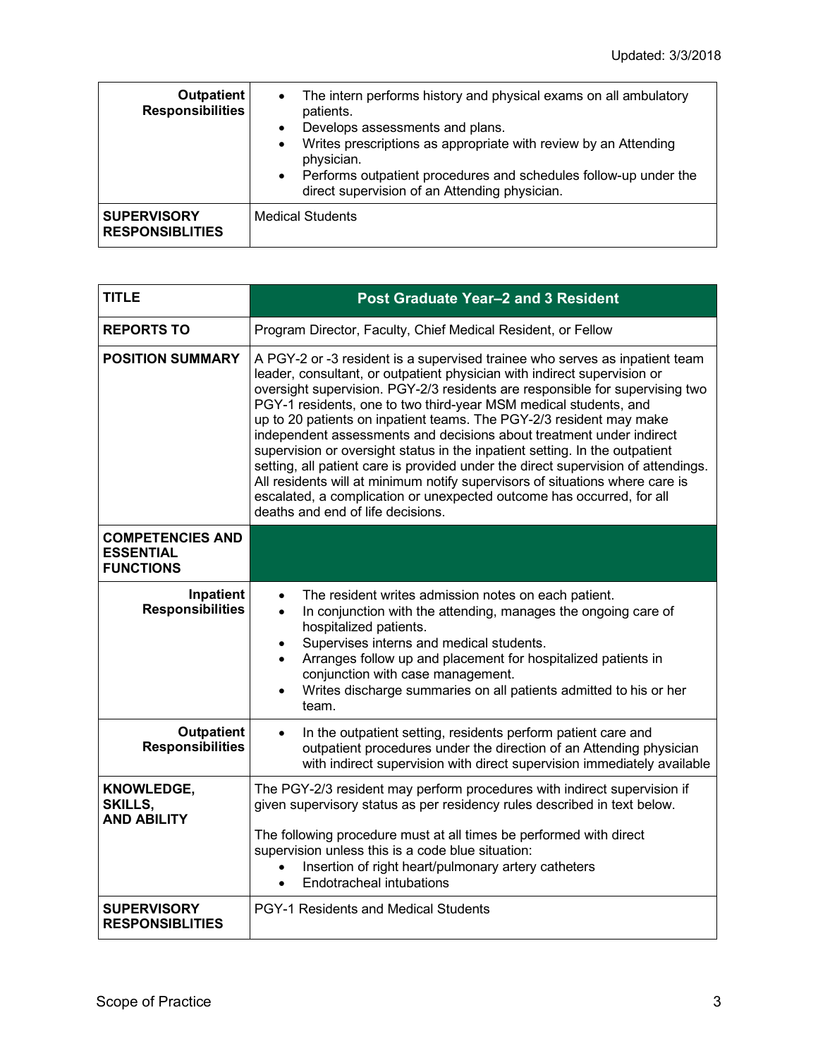| Outpatient Responsibilities | <ul><li>The intern performs history and physical exams on all ambulatory patients.</li><li>Develops assessments and plans.</li><li>Writes prescriptions as appropriate with review by an Attending physician.</li><li>Performs outpatient procedures and schedules follow-up under the direct supervision of an Attending physician.</li></ul> |
|---|---|
| **SUPERVISORY RESPONSIBLITIES** | Medical Students |

| **TITLE** | **Post Graduate Year–2 and 3 Resident** |
|---|---|
| **REPORTS TO** | Program Director, Faculty, Chief Medical Resident, or Fellow |
| **POSITION SUMMARY** | A PGY-2 or -3 resident is a supervised trainee who serves as inpatient team leader, consultant, or outpatient physician with indirect supervision or oversight supervision. PGY-2/3 residents are responsible for supervising two PGY-1 residents, one to two third-year MSM medical students, and up to 20 patients on inpatient teams. The PGY-2/3 resident may make independent assessments and decisions about treatment under indirect supervision or oversight status in the inpatient setting. In the outpatient setting, all patient care is provided under the direct supervision of attendings. All residents will at minimum notify supervisors of situations where care is escalated, a complication or unexpected outcome has occurred, for all deaths and end of life decisions. |
| **COMPETENCIES AND ESSENTIAL FUNCTIONS** | |
| **Inpatient Responsibilities** | <ul><li>The resident writes admission notes on each patient.</li><li>In conjunction with the attending, manages the ongoing care of hospitalized patients.</li><li>Supervises interns and medical students.</li><li>Arranges follow up and placement for hospitalized patients in conjunction with case management.</li><li>Writes discharge summaries on all patients admitted to his or her team.</li></ul> |
| **Outpatient Responsibilities** | <ul><li>In the outpatient setting, residents perform patient care and outpatient procedures under the direction of an Attending physician with indirect supervision with direct supervision immediately available</li></ul> |
| **KNOWLEDGE, SKILLS, AND ABILITY** | The PGY-2/3 resident may perform procedures with indirect supervision if given supervisory status as per residency rules described in text below.<br><br>The following procedure must at all times be performed with direct supervision unless this is a code blue situation:<ul><li>Insertion of right heart/pulmonary artery catheters</li><li>Endotracheal intubations</li></ul> |
| **SUPERVISORY RESPONSIBLITIES** | PGY-1 Residents and Medical Students |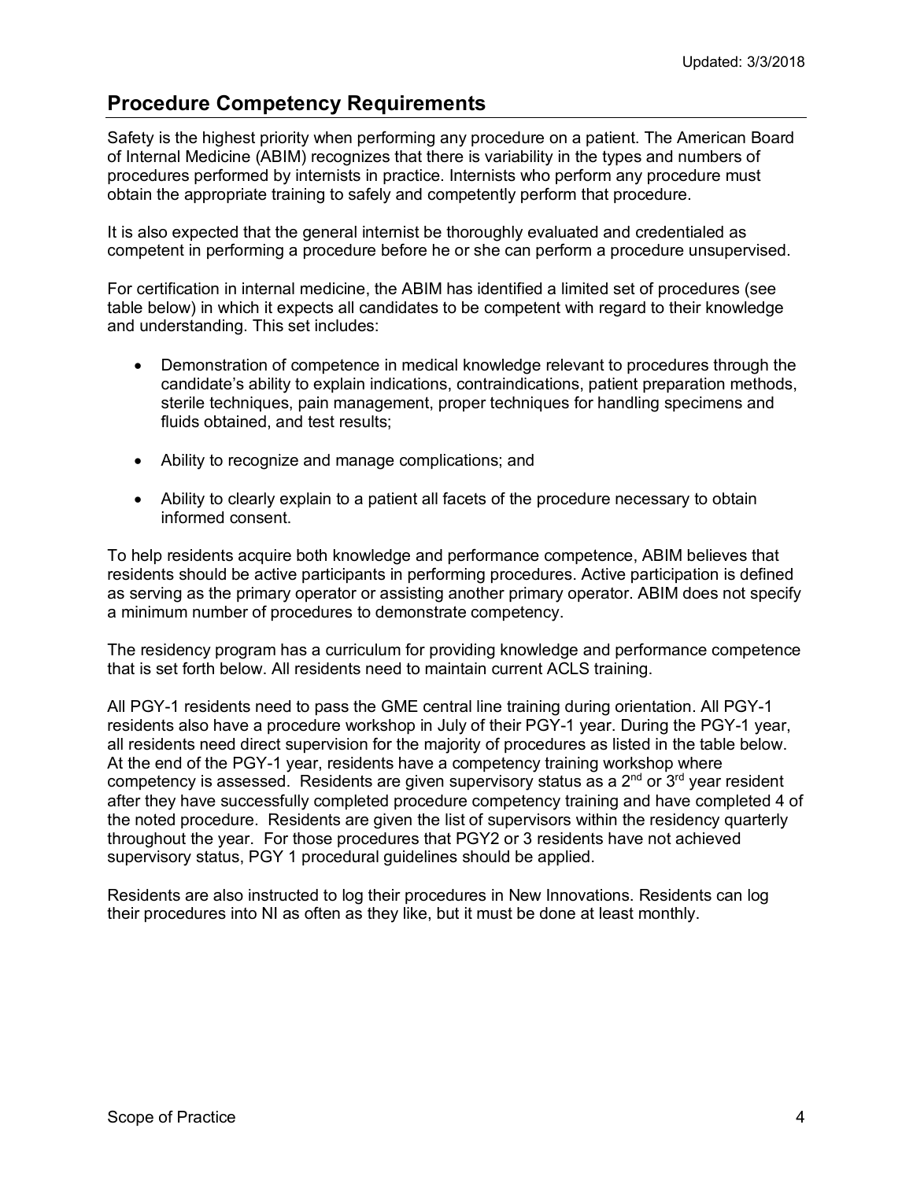Updated: 3/3/2018

## Procedure Competency Requirements

Safety is the highest priority when performing any procedure on a patient. The American Board of Internal Medicine (ABIM) recognizes that there is variability in the types and numbers of procedures performed by internists in practice. Internists who perform any procedure must obtain the appropriate training to safely and competently perform that procedure.

It is also expected that the general internist be thoroughly evaluated and credentialed as competent in performing a procedure before he or she can perform a procedure unsupervised.

For certification in internal medicine, the ABIM has identified a limited set of procedures (see table below) in which it expects all candidates to be competent with regard to their knowledge and understanding. This set includes:

- Demonstration of competence in medical knowledge relevant to procedures through the candidate's ability to explain indications, contraindications, patient preparation methods, sterile techniques, pain management, proper techniques for handling specimens and fluids obtained, and test results;
- Ability to recognize and manage complications; and
- Ability to clearly explain to a patient all facets of the procedure necessary to obtain informed consent.

To help residents acquire both knowledge and performance competence, ABIM believes that residents should be active participants in performing procedures. Active participation is defined as serving as the primary operator or assisting another primary operator. ABIM does not specify a minimum number of procedures to demonstrate competency.

The residency program has a curriculum for providing knowledge and performance competence that is set forth below. All residents need to maintain current ACLS training.

All PGY-1 residents need to pass the GME central line training during orientation. All PGY-1 residents also have a procedure workshop in July of their PGY-1 year. During the PGY-1 year, all residents need direct supervision for the majority of procedures as listed in the table below. At the end of the PGY-1 year, residents have a competency training workshop where competency is assessed. Residents are given supervisory status as a 2nd or 3rd year resident after they have successfully completed procedure competency training and have completed 4 of the noted procedure. Residents are given the list of supervisors within the residency quarterly throughout the year. For those procedures that PGY2 or 3 residents have not achieved supervisory status, PGY 1 procedural guidelines should be applied.

Residents are also instructed to log their procedures in New Innovations. Residents can log their procedures into NI as often as they like, but it must be done at least monthly.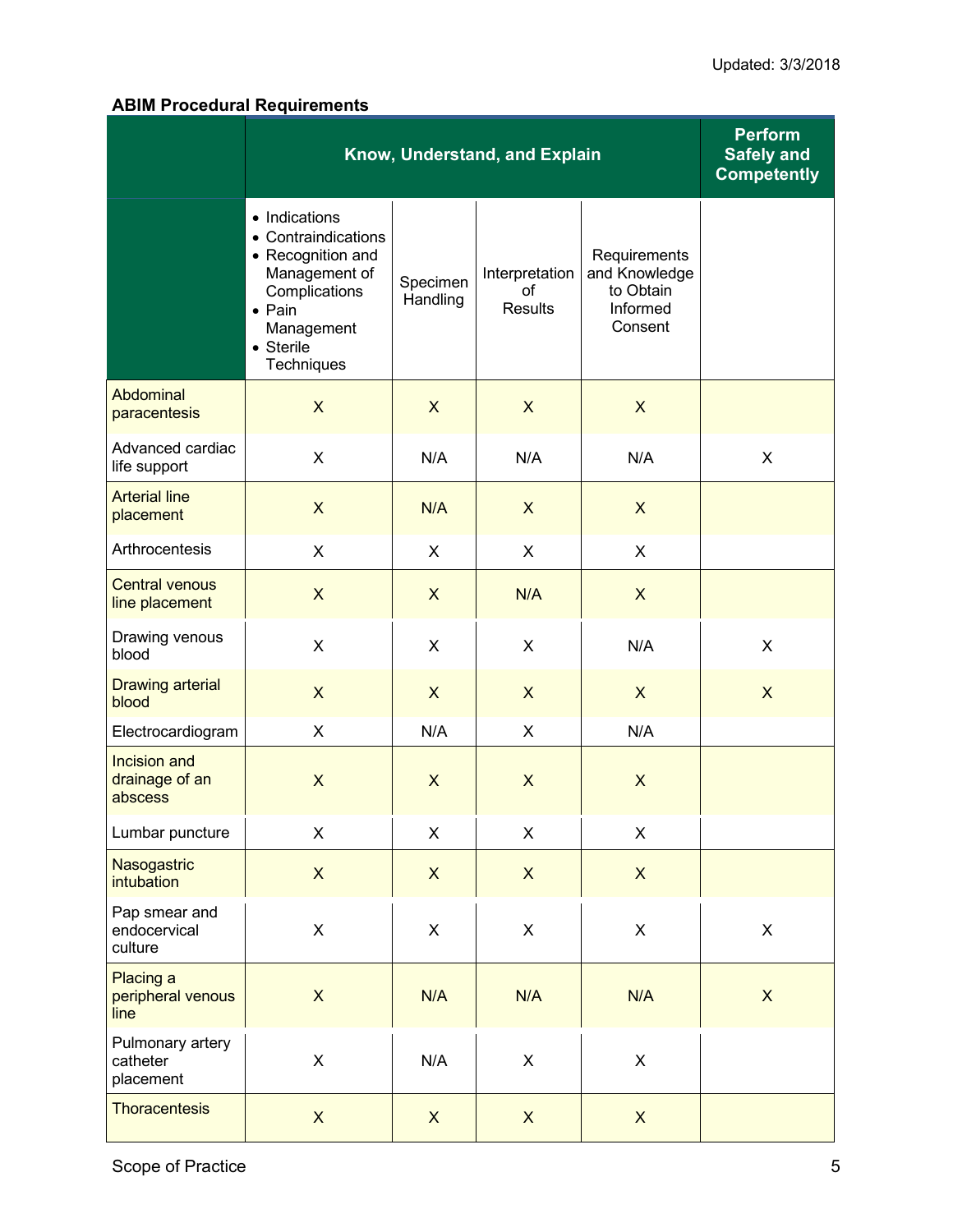## ABIM Procedural Requirements

| | Know, Understand, and Explain | | | | Perform Safely and Competently |
|---|---|---|---|---|---|
| | • Indications<br>• Contraindications<br>• Recognition and Management of Complications<br>• Pain Management<br>• Sterile Techniques | Specimen Handling | Interpretation of Results | Requirements and Knowledge to Obtain Informed Consent | |
| Abdominal paracentesis | X | X | X | X | |
| Advanced cardiac life support | X | N/A | N/A | N/A | X |
| Arterial line placement | X | N/A | X | X | |
| Arthrocentesis | X | X | X | X | |
| Central venous line placement | X | X | N/A | X | |
| Drawing venous blood | X | X | X | N/A | X |
| Drawing arterial blood | X | X | X | X | X |
| Electrocardiogram | X | N/A | X | N/A | |
| Incision and drainage of an abscess | X | X | X | X | |
| Lumbar puncture | X | X | X | X | |
| Nasogastric intubation | X | X | X | X | |
| Pap smear and endocervical culture | X | X | X | X | X |
| Placing a peripheral venous line | X | N/A | N/A | N/A | X |
| Pulmonary artery catheter placement | X | N/A | X | X | |
| Thoracentesis | X | X | X | X | |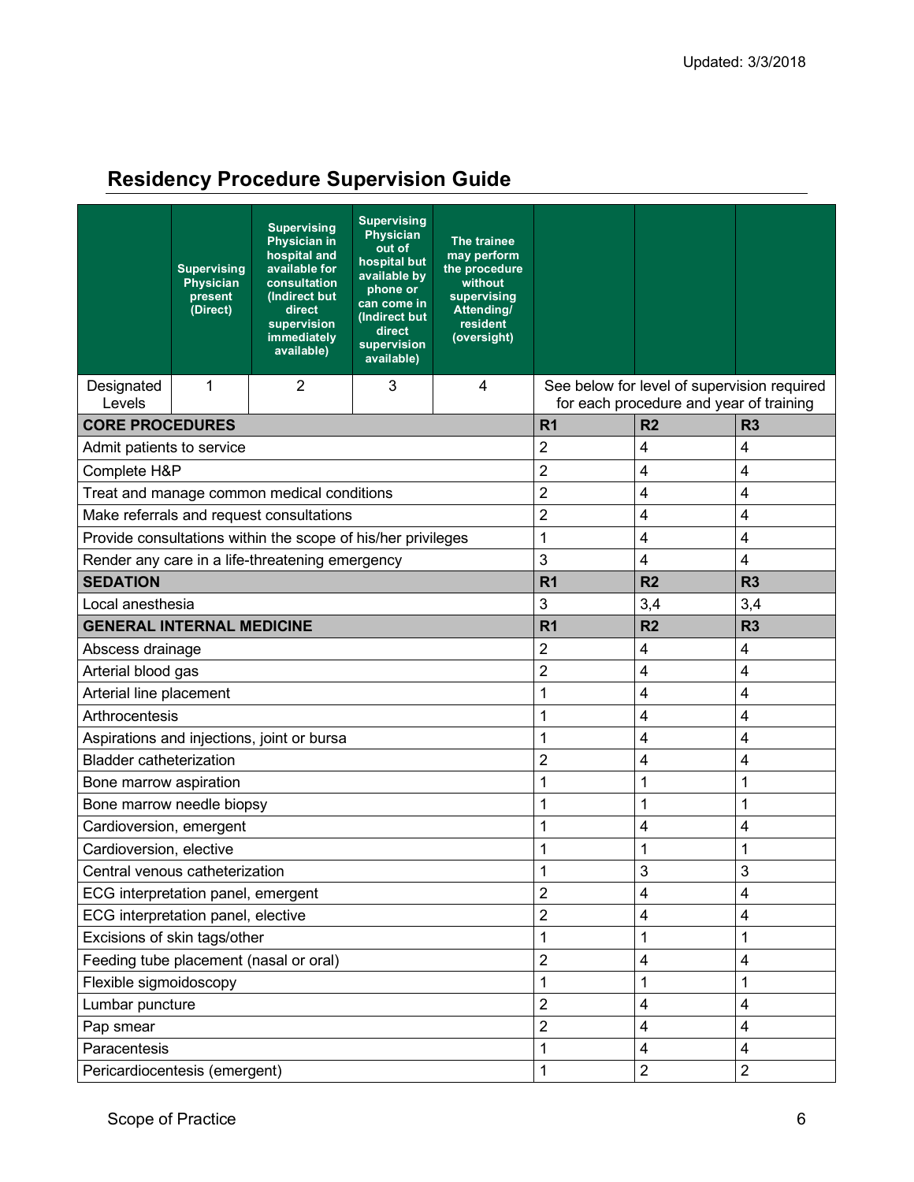## Residency Procedure Supervision Guide

| | Supervising Physician present (Direct) | Supervising Physician in hospital and available for consultation (Indirect but direct supervision immediately available) | Supervising Physician out of hospital but available by phone or can come in (Indirect but direct supervision available) | The trainee may perform the procedure without supervising Attending/ resident (oversight) | | | |
|---|---|---|---|---|---|---|---|
| Designated Levels | 1 | 2 | 3 | 4 | See below for level of supervision required for each procedure and year of training | | |
| **CORE PROCEDURES** | | | | | **R1** | **R2** | **R3** |
| Admit patients to service | | | | | 2 | 4 | 4 |
| Complete H&P | | | | | 2 | 4 | 4 |
| Treat and manage common medical conditions | | | | | 2 | 4 | 4 |
| Make referrals and request consultations | | | | | 2 | 4 | 4 |
| Provide consultations within the scope of his/her privileges | | | | | 1 | 4 | 4 |
| Render any care in a life-threatening emergency | | | | | 3 | 4 | 4 |
| **SEDATION** | | | | | **R1** | **R2** | **R3** |
| Local anesthesia | | | | | 3 | 3,4 | 3,4 |
| **GENERAL INTERNAL MEDICINE** | | | | | **R1** | **R2** | **R3** |
| Abscess drainage | | | | | 2 | 4 | 4 |
| Arterial blood gas | | | | | 2 | 4 | 4 |
| Arterial line placement | | | | | 1 | 4 | 4 |
| Arthrocentesis | | | | | 1 | 4 | 4 |
| Aspirations and injections, joint or bursa | | | | | 1 | 4 | 4 |
| Bladder catheterization | | | | | 2 | 4 | 4 |
| Bone marrow aspiration | | | | | 1 | 1 | 1 |
| Bone marrow needle biopsy | | | | | 1 | 1 | 1 |
| Cardioversion, emergent | | | | | 1 | 4 | 4 |
| Cardioversion, elective | | | | | 1 | 1 | 1 |
| Central venous catheterization | | | | | 1 | 3 | 3 |
| ECG interpretation panel, emergent | | | | | 2 | 4 | 4 |
| ECG interpretation panel, elective | | | | | 2 | 4 | 4 |
| Excisions of skin tags/other | | | | | 1 | 1 | 1 |
| Feeding tube placement (nasal or oral) | | | | | 2 | 4 | 4 |
| Flexible sigmoidoscopy | | | | | 1 | 1 | 1 |
| Lumbar puncture | | | | | 2 | 4 | 4 |
| Pap smear | | | | | 2 | 4 | 4 |
| Paracentesis | | | | | 1 | 4 | 4 |
| Pericardiocentesis (emergent) | | | | | 1 | 2 | 2 |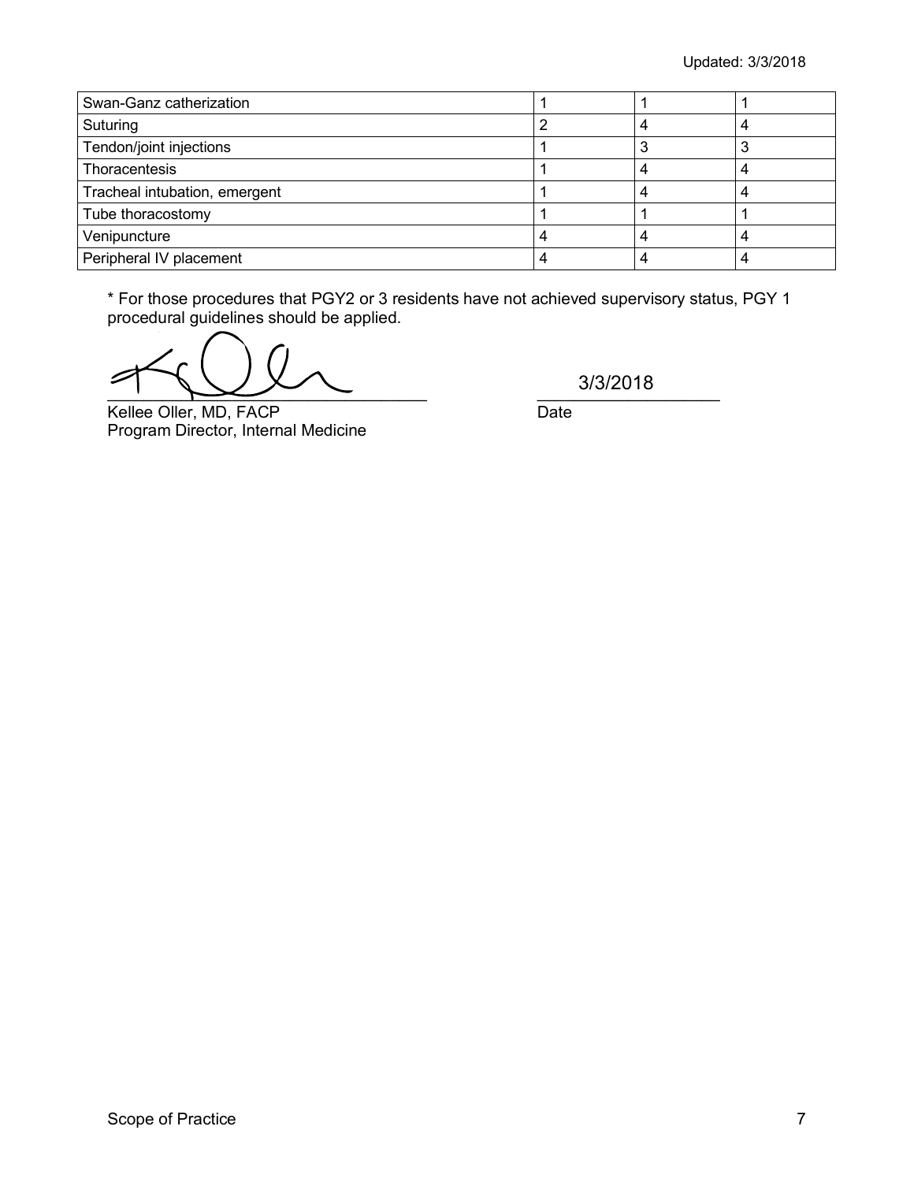Updated: 3/3/2018

| | | | |
|---|---|---|---|
| Swan-Ganz catherization | 1 | 1 | 1 |
| Suturing | 2 | 4 | 4 |
| Tendon/joint injections | 1 | 3 | 3 |
| Thoracentesis | 1 | 4 | 4 |
| Tracheal intubation, emergent | 1 | 4 | 4 |
| Tube thoracostomy | 1 | 1 | 1 |
| Venipuncture | 4 | 4 | 4 |
| Peripheral IV placement | 4 | 4 | 4 |

* For those procedures that PGY2 or 3 residents have not achieved supervisory status, PGY 1 procedural guidelines should be applied.

_________________________________ 3/3/2018

Kellee Oller, MD, FACP
Program Director, Internal Medicine

Date

Scope of Practice